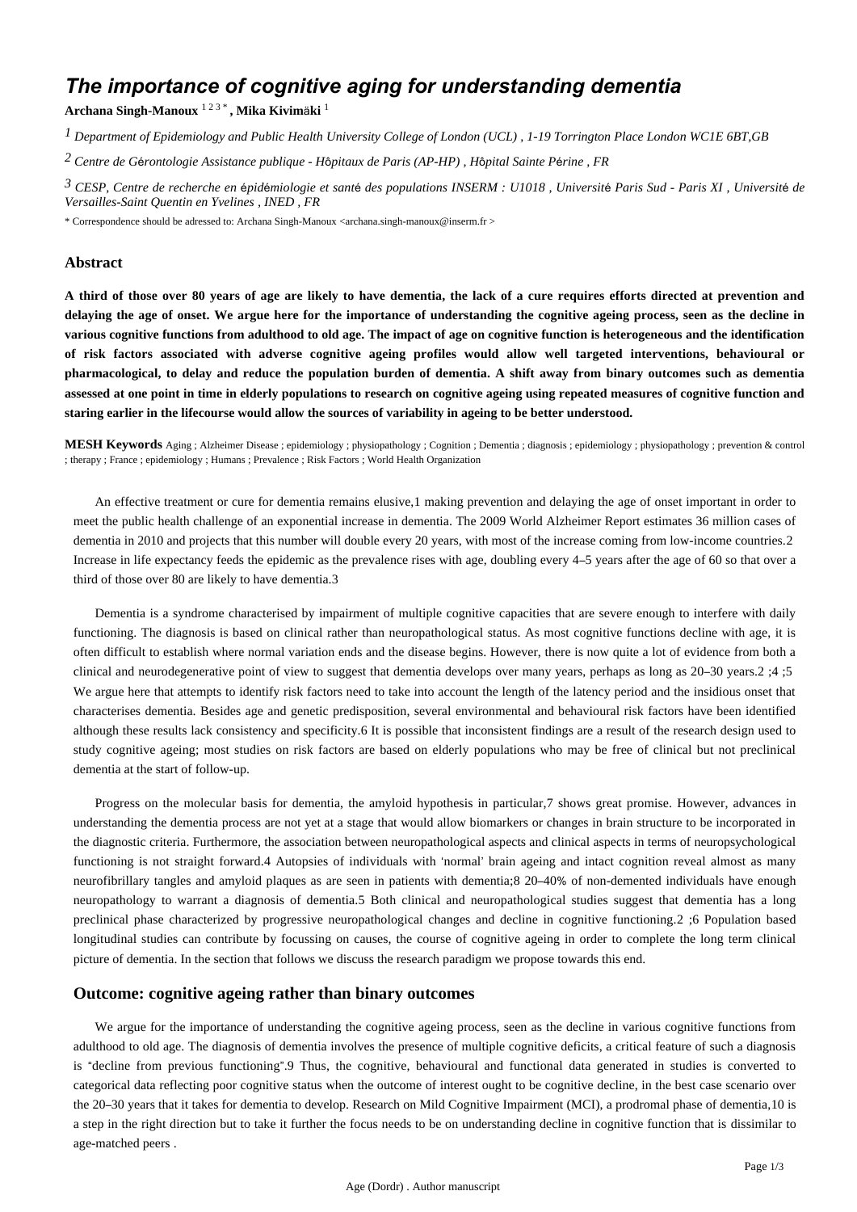# The importance of cognitive aging for understanding dementia

**Archana Singh-Manoux** [1 2 3 *] **, Mika Kivimäki** [1]

[1] *Department of Epidemiology and Public Health University College of London (UCL) , 1-19 Torrington Place London WC1E 6BT,GB*

[2] *Centre de Gérontologie Assistance publique - Hôpitaux de Paris (AP-HP) , Hôpital Sainte Périne , FR*

[3] *CESP, Centre de recherche en épidémiologie et santé des populations INSERM : U1018 , Université Paris Sud - Paris XI , Université de Versailles-Saint Quentin en Yvelines , INED , FR*

\* Correspondence should be adressed to: Archana Singh-Manoux <archana.singh-manoux@inserm.fr >

## Abstract

**A third of those over 80 years of age are likely to have dementia, the lack of a cure requires efforts directed at prevention and delaying the age of onset. We argue here for the importance of understanding the cognitive ageing process, seen as the decline in various cognitive functions from adulthood to old age. The impact of age on cognitive function is heterogeneous and the identification of risk factors associated with adverse cognitive ageing profiles would allow well targeted interventions, behavioural or pharmacological, to delay and reduce the population burden of dementia. A shift away from binary outcomes such as dementia assessed at one point in time in elderly populations to research on cognitive ageing using repeated measures of cognitive function and staring earlier in the lifecourse would allow the sources of variability in ageing to be better understood.**

**MESH Keywords** Aging ; Alzheimer Disease ; epidemiology ; physiopathology ; Cognition ; Dementia ; diagnosis ; epidemiology ; physiopathology ; prevention & control ; therapy ; France ; epidemiology ; Humans ; Prevalence ; Risk Factors ; World Health Organization

An effective treatment or cure for dementia remains elusive,1 making prevention and delaying the age of onset important in order to meet the public health challenge of an exponential increase in dementia. The 2009 World Alzheimer Report estimates 36 million cases of dementia in 2010 and projects that this number will double every 20 years, with most of the increase coming from low-income countries.2 Increase in life expectancy feeds the epidemic as the prevalence rises with age, doubling every 4–5 years after the age of 60 so that over a third of those over 80 are likely to have dementia.3

Dementia is a syndrome characterised by impairment of multiple cognitive capacities that are severe enough to interfere with daily functioning. The diagnosis is based on clinical rather than neuropathological status. As most cognitive functions decline with age, it is often difficult to establish where normal variation ends and the disease begins. However, there is now quite a lot of evidence from both a clinical and neurodegenerative point of view to suggest that dementia develops over many years, perhaps as long as 20–30 years.2 ;4 ;5 We argue here that attempts to identify risk factors need to take into account the length of the latency period and the insidious onset that characterises dementia. Besides age and genetic predisposition, several environmental and behavioural risk factors have been identified although these results lack consistency and specificity.6 It is possible that inconsistent findings are a result of the research design used to study cognitive ageing; most studies on risk factors are based on elderly populations who may be free of clinical but not preclinical dementia at the start of follow-up.

Progress on the molecular basis for dementia, the amyloid hypothesis in particular,7 shows great promise. However, advances in understanding the dementia process are not yet at a stage that would allow biomarkers or changes in brain structure to be incorporated in the diagnostic criteria. Furthermore, the association between neuropathological aspects and clinical aspects in terms of neuropsychological functioning is not straight forward.4 Autopsies of individuals with 'normal' brain ageing and intact cognition reveal almost as many neurofibrillary tangles and amyloid plaques as are seen in patients with dementia;8 20–40% of non-demented individuals have enough neuropathology to warrant a diagnosis of dementia.5 Both clinical and neuropathological studies suggest that dementia has a long preclinical phase characterized by progressive neuropathological changes and decline in cognitive functioning.2 ;6 Population based longitudinal studies can contribute by focussing on causes, the course of cognitive ageing in order to complete the long term clinical picture of dementia. In the section that follows we discuss the research paradigm we propose towards this end.

## Outcome: cognitive ageing rather than binary outcomes

We argue for the importance of understanding the cognitive ageing process, seen as the decline in various cognitive functions from adulthood to old age. The diagnosis of dementia involves the presence of multiple cognitive deficits, a critical feature of such a diagnosis is "decline from previous functioning".9 Thus, the cognitive, behavioural and functional data generated in studies is converted to categorical data reflecting poor cognitive status when the outcome of interest ought to be cognitive decline, in the best case scenario over the 20–30 years that it takes for dementia to develop. Research on Mild Cognitive Impairment (MCI), a prodromal phase of dementia,10 is a step in the right direction but to take it further the focus needs to be on understanding decline in cognitive function that is dissimilar to age-matched peers .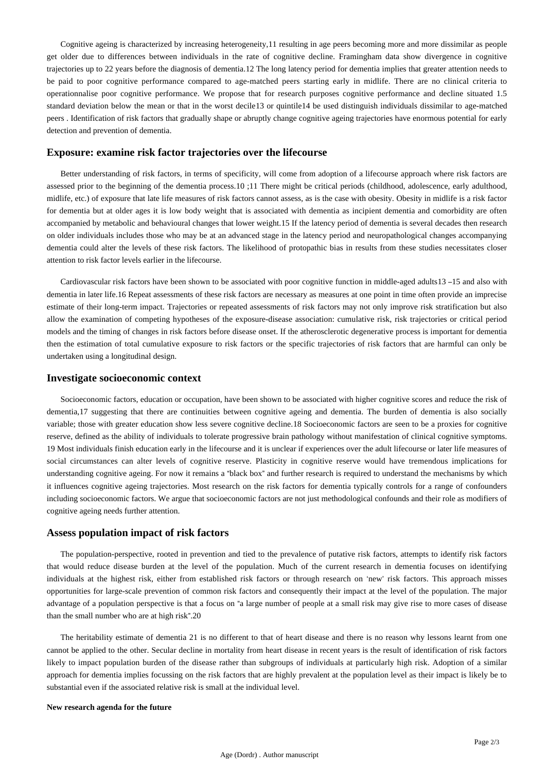Cognitive ageing is characterized by increasing heterogeneity,11 resulting in age peers becoming more and more dissimilar as people get older due to differences between individuals in the rate of cognitive decline. Framingham data show divergence in cognitive trajectories up to 22 years before the diagnosis of dementia.12 The long latency period for dementia implies that greater attention needs to be paid to poor cognitive performance compared to age-matched peers starting early in midlife. There are no clinical criteria to operationnalise poor cognitive performance. We propose that for research purposes cognitive performance and decline situated 1.5 standard deviation below the mean or that in the worst decile13 or quintile14 be used distinguish individuals dissimilar to age-matched peers . Identification of risk factors that gradually shape or abruptly change cognitive ageing trajectories have enormous potential for early detection and prevention of dementia.

## Exposure: examine risk factor trajectories over the lifecourse

Better understanding of risk factors, in terms of specificity, will come from adoption of a lifecourse approach where risk factors are assessed prior to the beginning of the dementia process.10 ;11 There might be critical periods (childhood, adolescence, early adulthood, midlife, etc.) of exposure that late life measures of risk factors cannot assess, as is the case with obesity. Obesity in midlife is a risk factor for dementia but at older ages it is low body weight that is associated with dementia as incipient dementia and comorbidity are often accompanied by metabolic and behavioural changes that lower weight.15 If the latency period of dementia is several decades then research on older individuals includes those who may be at an advanced stage in the latency period and neuropathological changes accompanying dementia could alter the levels of these risk factors. The likelihood of protopathic bias in results from these studies necessitates closer attention to risk factor levels earlier in the lifecourse.

Cardiovascular risk factors have been shown to be associated with poor cognitive function in middle-aged adults13 –15 and also with dementia in later life.16 Repeat assessments of these risk factors are necessary as measures at one point in time often provide an imprecise estimate of their long-term impact. Trajectories or repeated assessments of risk factors may not only improve risk stratification but also allow the examination of competing hypotheses of the exposure-disease association: cumulative risk, risk trajectories or critical period models and the timing of changes in risk factors before disease onset. If the atherosclerotic degenerative process is important for dementia then the estimation of total cumulative exposure to risk factors or the specific trajectories of risk factors that are harmful can only be undertaken using a longitudinal design.

## Investigate socioeconomic context

Socioeconomic factors, education or occupation, have been shown to be associated with higher cognitive scores and reduce the risk of dementia,17 suggesting that there are continuities between cognitive ageing and dementia. The burden of dementia is also socially variable; those with greater education show less severe cognitive decline.18 Socioeconomic factors are seen to be a proxies for cognitive reserve, defined as the ability of individuals to tolerate progressive brain pathology without manifestation of clinical cognitive symptoms. 19 Most individuals finish education early in the lifecourse and it is unclear if experiences over the adult lifecourse or later life measures of social circumstances can alter levels of cognitive reserve. Plasticity in cognitive reserve would have tremendous implications for understanding cognitive ageing. For now it remains a "black box" and further research is required to understand the mechanisms by which it influences cognitive ageing trajectories. Most research on the risk factors for dementia typically controls for a range of confounders including socioeconomic factors. We argue that socioeconomic factors are not just methodological confounds and their role as modifiers of cognitive ageing needs further attention.

## Assess population impact of risk factors

The population-perspective, rooted in prevention and tied to the prevalence of putative risk factors, attempts to identify risk factors that would reduce disease burden at the level of the population. Much of the current research in dementia focuses on identifying individuals at the highest risk, either from established risk factors or through research on 'new' risk factors. This approach misses opportunities for large-scale prevention of common risk factors and consequently their impact at the level of the population. The major advantage of a population perspective is that a focus on "a large number of people at a small risk may give rise to more cases of disease than the small number who are at high risk".20

The heritability estimate of dementia 21 is no different to that of heart disease and there is no reason why lessons learnt from one cannot be applied to the other. Secular decline in mortality from heart disease in recent years is the result of identification of risk factors likely to impact population burden of the disease rather than subgroups of individuals at particularly high risk. Adoption of a similar approach for dementia implies focussing on the risk factors that are highly prevalent at the population level as their impact is likely be to substantial even if the associated relative risk is small at the individual level.

#### New research agenda for the future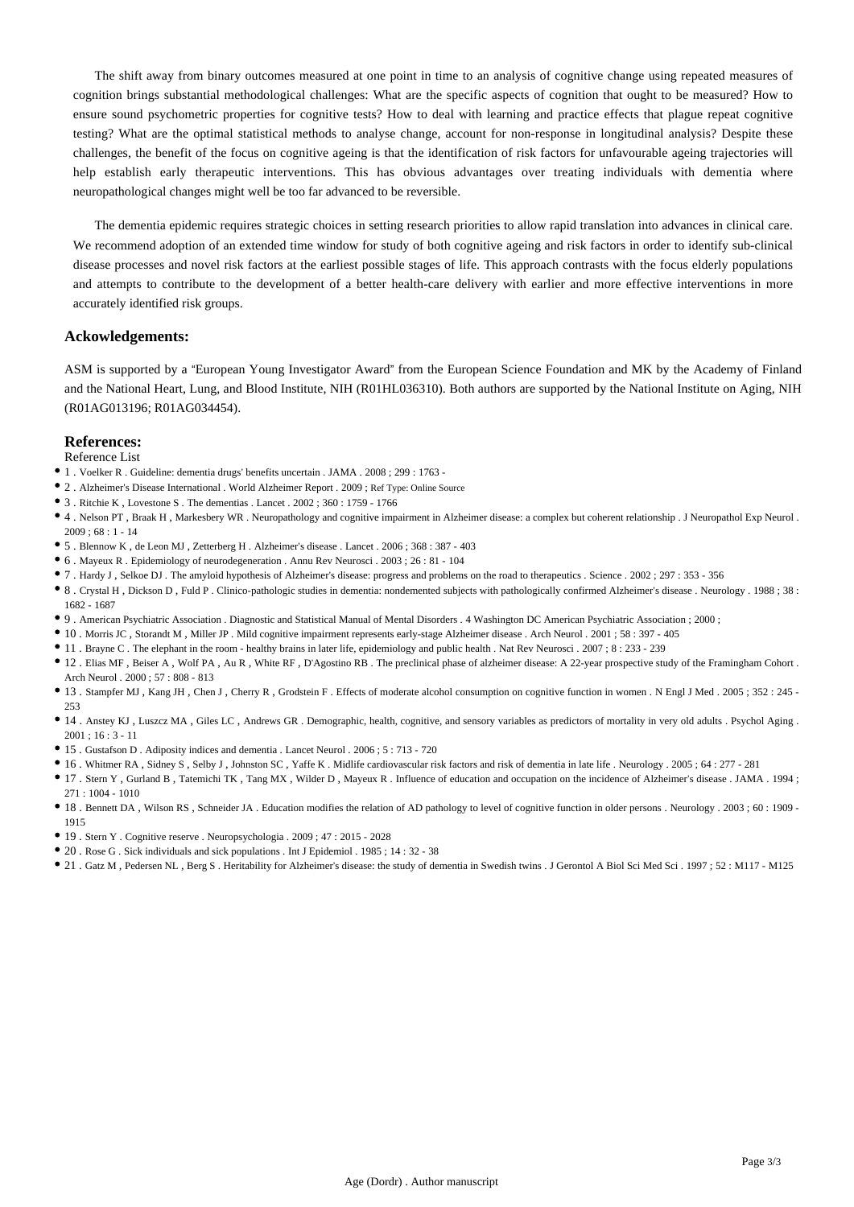The shift away from binary outcomes measured at one point in time to an analysis of cognitive change using repeated measures of cognition brings substantial methodological challenges: What are the specific aspects of cognition that ought to be measured? How to ensure sound psychometric properties for cognitive tests? How to deal with learning and practice effects that plague repeat cognitive testing? What are the optimal statistical methods to analyse change, account for non-response in longitudinal analysis? Despite these challenges, the benefit of the focus on cognitive ageing is that the identification of risk factors for unfavourable ageing trajectories will help establish early therapeutic interventions. This has obvious advantages over treating individuals with dementia where neuropathological changes might well be too far advanced to be reversible.

The dementia epidemic requires strategic choices in setting research priorities to allow rapid translation into advances in clinical care. We recommend adoption of an extended time window for study of both cognitive ageing and risk factors in order to identify sub-clinical disease processes and novel risk factors at the earliest possible stages of life. This approach contrasts with the focus elderly populations and attempts to contribute to the development of a better health-care delivery with earlier and more effective interventions in more accurately identified risk groups.

## Ackowledgements:

ASM is supported by a "European Young Investigator Award" from the European Science Foundation and MK by the Academy of Finland and the National Heart, Lung, and Blood Institute, NIH (R01HL036310). Both authors are supported by the National Institute on Aging, NIH (R01AG013196; R01AG034454).

## References:

Reference List

- 1 . Voelker R . Guideline: dementia drugs' benefits uncertain . JAMA . 2008 ; 299 : 1763 -
- 2 . Alzheimer's Disease International . World Alzheimer Report . 2009 ; Ref Type: Online Source
- 3 . Ritchie K , Lovestone S . The dementias . Lancet . 2002 ; 360 : 1759 - 1766
- 4 . Nelson PT , Braak H , Markesbery WR . Neuropathology and cognitive impairment in Alzheimer disease: a complex but coherent relationship . J Neuropathol Exp Neurol . 2009 ; 68 : 1 - 14
- 5 . Blennow K , de Leon MJ , Zetterberg H . Alzheimer's disease . Lancet . 2006 ; 368 : 387 - 403
- 6 . Mayeux R . Epidemiology of neurodegeneration . Annu Rev Neurosci . 2003 ; 26 : 81 - 104
- 7 . Hardy J , Selkoe DJ . The amyloid hypothesis of Alzheimer's disease: progress and problems on the road to therapeutics . Science . 2002 ; 297 : 353 - 356
- 8 . Crystal H , Dickson D , Fuld P . Clinico-pathologic studies in dementia: nondemented subjects with pathologically confirmed Alzheimer's disease . Neurology . 1988 ; 38 : 1682 - 1687
- 9 . American Psychiatric Association . Diagnostic and Statistical Manual of Mental Disorders . 4 Washington DC American Psychiatric Association ; 2000 ;
- 10 . Morris JC , Storandt M , Miller JP . Mild cognitive impairment represents early-stage Alzheimer disease . Arch Neurol . 2001 ; 58 : 397 - 405
- 11 . Brayne C . The elephant in the room - healthy brains in later life, epidemiology and public health . Nat Rev Neurosci . 2007 ; 8 : 233 - 239
- 12 . Elias MF , Beiser A , Wolf PA , Au R , White RF , D'Agostino RB . The preclinical phase of alzheimer disease: A 22-year prospective study of the Framingham Cohort . Arch Neurol . 2000 ; 57 : 808 - 813
- 13 . Stampfer MJ , Kang JH , Chen J , Cherry R , Grodstein F . Effects of moderate alcohol consumption on cognitive function in women . N Engl J Med . 2005 ; 352 : 245 - 253
- 14 . Anstey KJ , Luszcz MA , Giles LC , Andrews GR . Demographic, health, cognitive, and sensory variables as predictors of mortality in very old adults . Psychol Aging . 2001 ; 16 : 3 - 11
- 15 . Gustafson D . Adiposity indices and dementia . Lancet Neurol . 2006 ; 5 : 713 - 720
- 16 . Whitmer RA , Sidney S , Selby J , Johnston SC , Yaffe K . Midlife cardiovascular risk factors and risk of dementia in late life . Neurology . 2005 ; 64 : 277 - 281
- 17 . Stern Y , Gurland B , Tatemichi TK , Tang MX , Wilder D , Mayeux R . Influence of education and occupation on the incidence of Alzheimer's disease . JAMA . 1994 ; 271 : 1004 - 1010
- 18 . Bennett DA , Wilson RS , Schneider JA . Education modifies the relation of AD pathology to level of cognitive function in older persons . Neurology . 2003 ; 60 : 1909 - 1915
- 19 . Stern Y . Cognitive reserve . Neuropsychologia . 2009 ; 47 : 2015 - 2028
- 20 . Rose G . Sick individuals and sick populations . Int J Epidemiol . 1985 ; 14 : 32 - 38
- 21 . Gatz M , Pedersen NL , Berg S . Heritability for Alzheimer's disease: the study of dementia in Swedish twins . J Gerontol A Biol Sci Med Sci . 1997 ; 52 : M117 - M125